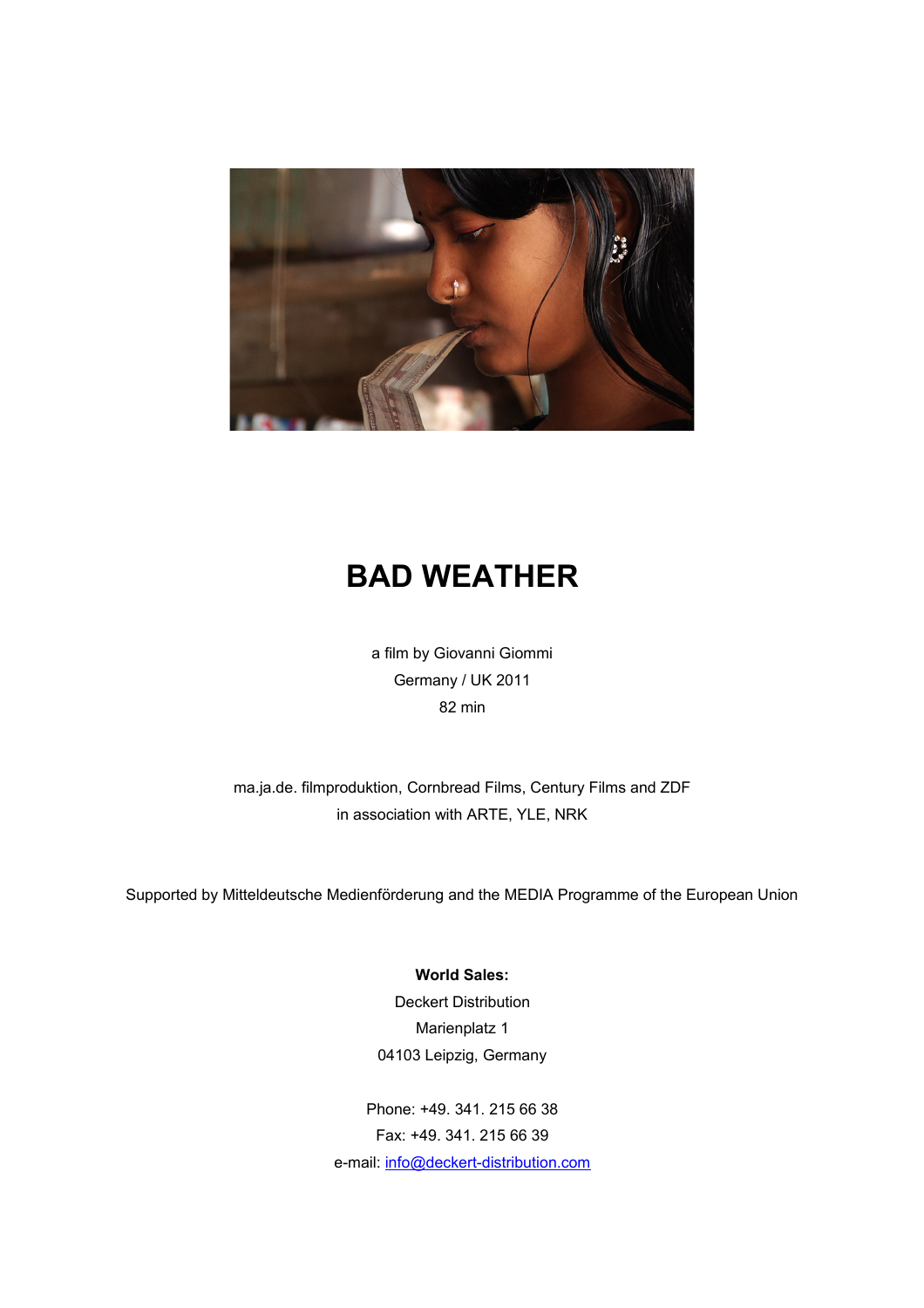# BAD WEATHER

a film by Giovanni Giommi

Germany / UK 2011

82 min

ma.ja.de. filmproduktion, Cornbread Films, Century Films and ZDF

in association with ARTE, YLE, NRK

Supported by Mitteldeutsche Medienförderung and the MEDIA Programme of the European Union

**World Sales:**

Deckert Distribution

Marienplatz 1

04103 Leipzig, Germany

Phone: +49. 341. 215 66 38

Fax: +49. 341. 215 66 39

e-mail: info@deckert-distribution.com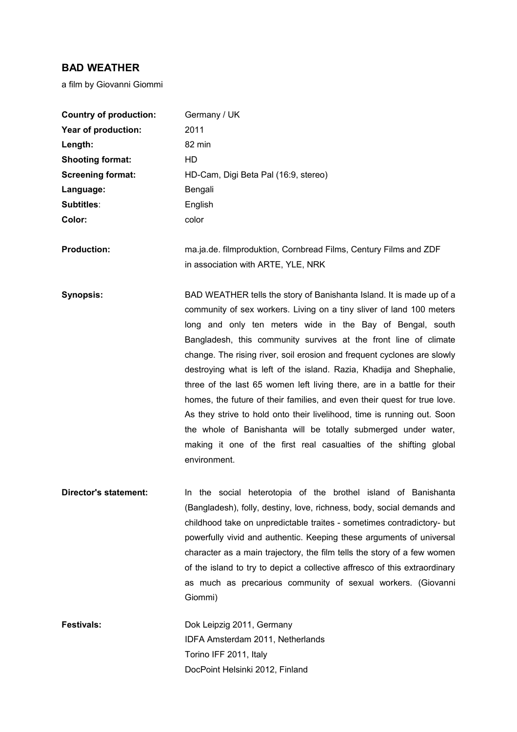## BAD WEATHER

a film by Giovanni Giommi

| | |
|---|---|
| **Country of production:** | Germany / UK |
| **Year of production:** | 2011 |
| **Length:** | 82 min |
| **Shooting format:** | HD |
| **Screening format:** | HD-Cam, Digi Beta Pal (16:9, stereo) |
| **Language:** | Bengali |
| **Subtitles**: | English |
| **Color:** | color |

**Production:** ma.ja.de. filmproduktion, Cornbread Films, Century Films and ZDF in association with ARTE, YLE, NRK

**Synopsis:** BAD WEATHER tells the story of Banishanta Island. It is made up of a community of sex workers. Living on a tiny sliver of land 100 meters long and only ten meters wide in the Bay of Bengal, south Bangladesh, this community survives at the front line of climate change. The rising river, soil erosion and frequent cyclones are slowly destroying what is left of the island. Razia, Khadija and Shephalie, three of the last 65 women left living there, are in a battle for their homes, the future of their families, and even their quest for true love. As they strive to hold onto their livelihood, time is running out. Soon the whole of Banishanta will be totally submerged under water, making it one of the first real casualties of the shifting global environment.

**Director's statement:** In the social heterotopia of the brothel island of Banishanta (Bangladesh), folly, destiny, love, richness, body, social demands and childhood take on unpredictable traites - sometimes contradictory- but powerfully vivid and authentic. Keeping these arguments of universal character as a main trajectory, the film tells the story of a few women of the island to try to depict a collective affresco of this extraordinary as much as precarious community of sexual workers. (Giovanni Giommi)

**Festivals:**

Dok Leipzig 2011, Germany
IDFA Amsterdam 2011, Netherlands
Torino IFF 2011, Italy
DocPoint Helsinki 2012, Finland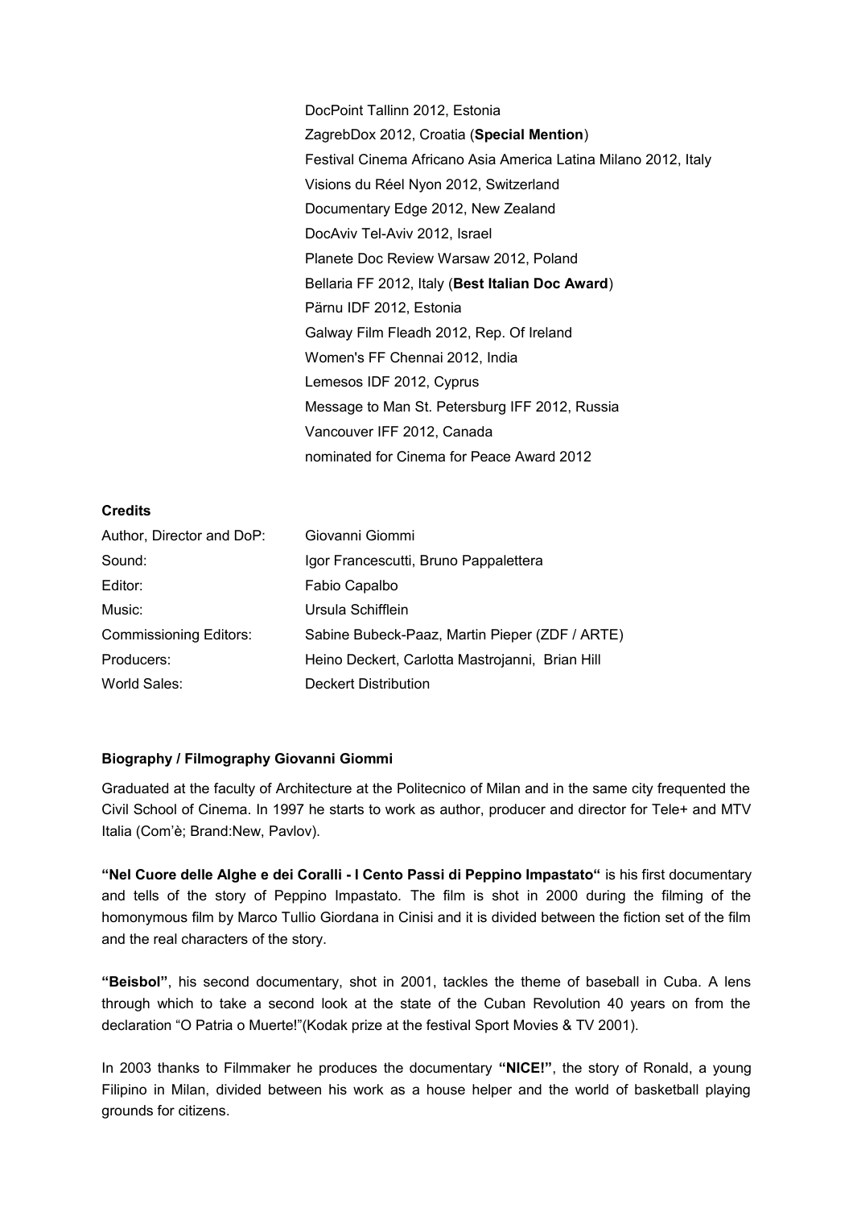DocPoint Tallinn 2012, Estonia
ZagrebDox 2012, Croatia (**Special Mention**)
Festival Cinema Africano Asia America Latina Milano 2012, Italy
Visions du Réel Nyon 2012, Switzerland
Documentary Edge 2012, New Zealand
DocAviv Tel-Aviv 2012, Israel
Planete Doc Review Warsaw 2012, Poland
Bellaria FF 2012, Italy (**Best Italian Doc Award**)
Pärnu IDF 2012, Estonia
Galway Film Fleadh 2012, Rep. Of Ireland
Women's FF Chennai 2012, India
Lemesos IDF 2012, Cyprus
Message to Man St. Petersburg IFF 2012, Russia
Vancouver IFF 2012, Canada
nominated for Cinema for Peace Award 2012

**Credits**

| | |
|---|---|
| Author, Director and DoP: | Giovanni Giommi |
| Sound: | Igor Francescutti, Bruno Pappalettera |
| Editor: | Fabio Capalbo |
| Music: | Ursula Schifflein |
| Commissioning Editors: | Sabine Bubeck-Paaz, Martin Pieper (ZDF / ARTE) |
| Producers: | Heino Deckert, Carlotta Mastrojanni, Brian Hill |
| World Sales: | Deckert Distribution |

**Biography / Filmography Giovanni Giommi**

Graduated at the faculty of Architecture at the Politecnico of Milan and in the same city frequented the Civil School of Cinema. In 1997 he starts to work as author, producer and director for Tele+ and MTV Italia (Com'è; Brand:New, Pavlov).

**"Nel Cuore delle Alghe e dei Coralli - I Cento Passi di Peppino Impastato"** is his first documentary and tells of the story of Peppino Impastato. The film is shot in 2000 during the filming of the homonymous film by Marco Tullio Giordana in Cinisi and it is divided between the fiction set of the film and the real characters of the story.

**"Beisbol"**, his second documentary, shot in 2001, tackles the theme of baseball in Cuba. A lens through which to take a second look at the state of the Cuban Revolution 40 years on from the declaration "O Patria o Muerte!"(Kodak prize at the festival Sport Movies & TV 2001).

In 2003 thanks to Filmmaker he produces the documentary **"NICE!"**, the story of Ronald, a young Filipino in Milan, divided between his work as a house helper and the world of basketball playing grounds for citizens.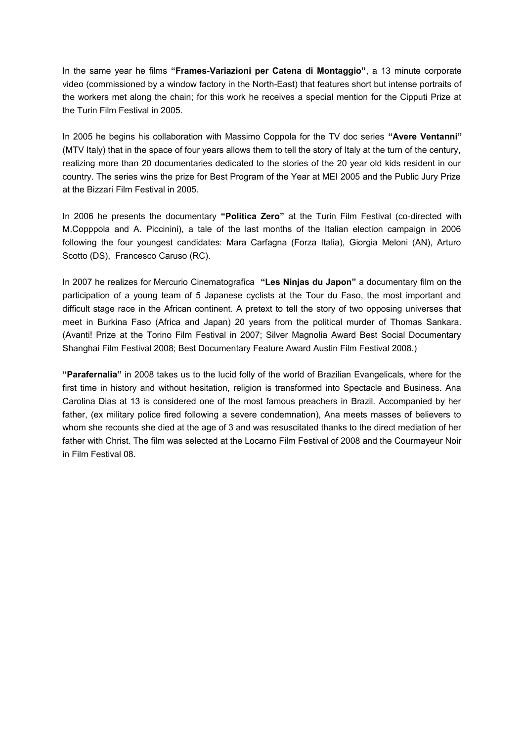In the same year he films **"Frames-Variazioni per Catena di Montaggio"**, a 13 minute corporate video (commissioned by a window factory in the North-East) that features short but intense portraits of the workers met along the chain; for this work he receives a special mention for the Cipputi Prize at the Turin Film Festival in 2005.

In 2005 he begins his collaboration with Massimo Coppola for the TV doc series **"Avere Ventanni"** (MTV Italy) that in the space of four years allows them to tell the story of Italy at the turn of the century, realizing more than 20 documentaries dedicated to the stories of the 20 year old kids resident in our country. The series wins the prize for Best Program of the Year at MEI 2005 and the Public Jury Prize at the Bizzari Film Festival in 2005.

In 2006 he presents the documentary **"Politica Zero"** at the Turin Film Festival (co-directed with M.Copppola and A. Piccinini), a tale of the last months of the Italian election campaign in 2006 following the four youngest candidates: Mara Carfagna (Forza Italia), Giorgia Meloni (AN), Arturo Scotto (DS), Francesco Caruso (RC).

In 2007 he realizes for Mercurio Cinematografica **"Les Ninjas du Japon"** a documentary film on the participation of a young team of 5 Japanese cyclists at the Tour du Faso, the most important and difficult stage race in the African continent. A pretext to tell the story of two opposing universes that meet in Burkina Faso (Africa and Japan) 20 years from the political murder of Thomas Sankara. (Avanti! Prize at the Torino Film Festival in 2007; Silver Magnolia Award Best Social Documentary Shanghai Film Festival 2008; Best Documentary Feature Award Austin Film Festival 2008.)

**"Parafernalia"** in 2008 takes us to the lucid folly of the world of Brazilian Evangelicals, where for the first time in history and without hesitation, religion is transformed into Spectacle and Business. Ana Carolina Dias at 13 is considered one of the most famous preachers in Brazil. Accompanied by her father, (ex military police fired following a severe condemnation), Ana meets masses of believers to whom she recounts she died at the age of 3 and was resuscitated thanks to the direct mediation of her father with Christ. The film was selected at the Locarno Film Festival of 2008 and the Courmayeur Noir in Film Festival 08.